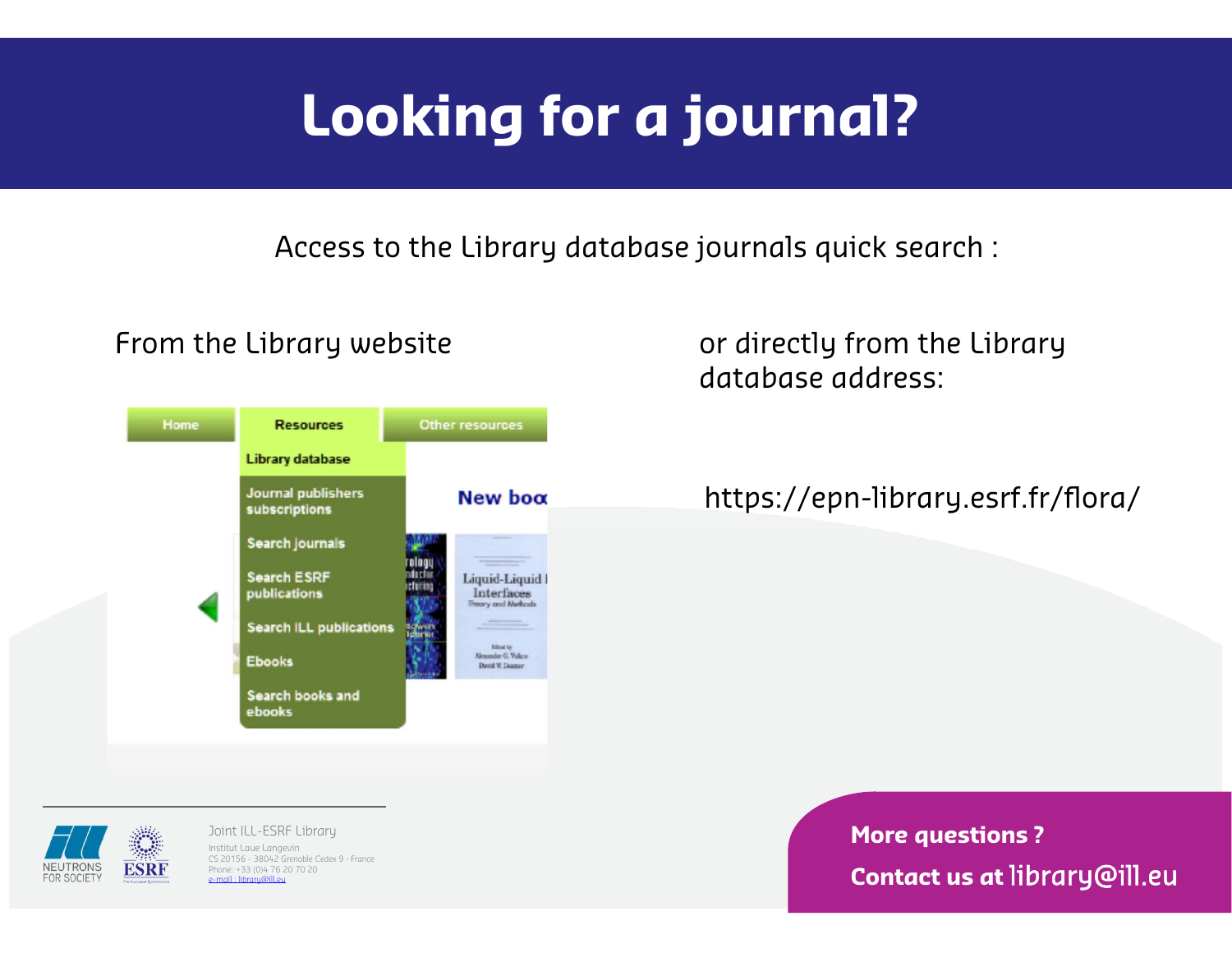# Looking for a journal?

Access to the Library database journals quick search :

From the Library website

Home | Resources | Other resources

- Library database
- Journal publishers subscriptions
- Search journals
- Search ESRF publications
- Search ILL publications
- Ebooks
- Search books and ebooks

or directly from the Library database address:

https://epn-library.esrf.fr/flora/

Joint ILL-ESRF Library
Institut Laue Langevin
CS 20156 - 38042 Grenoble Cedex 9 - France
Phone: +33 (0)4 76 20 70 20
e-mail : library@ill.eu

**More questions ?**

**Contact us at** library@ill.eu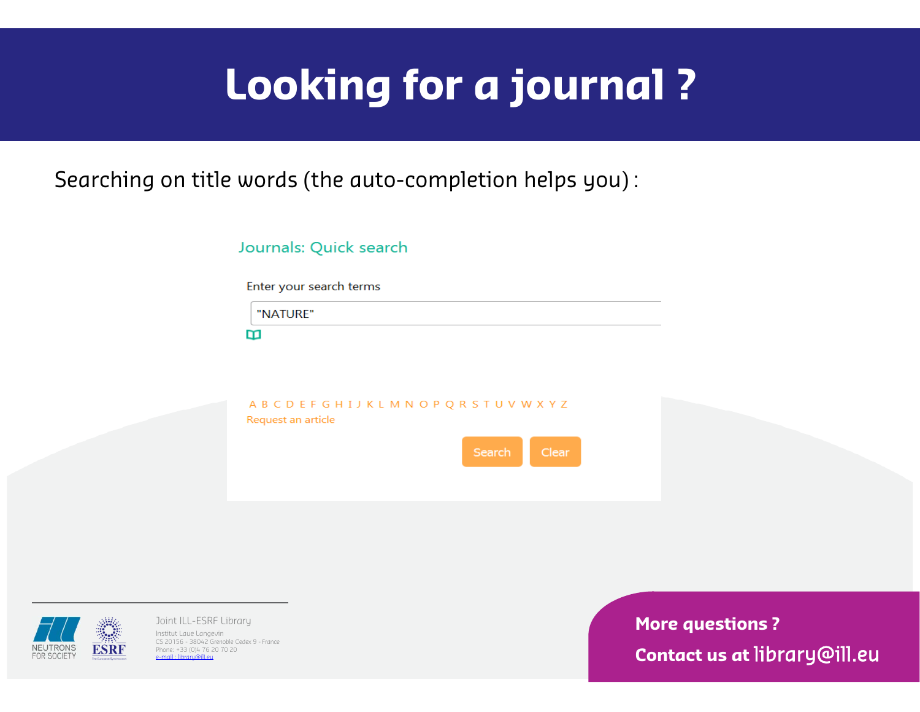# Looking for a journal ?

Searching on title words (the auto-completion helps you) :

Journals: Quick search

Enter your search terms

"NATURE"

A B C D E F G H I J K L M N O P Q R S T U V W X Y Z

Request an article

Search Clear

Joint ILL-ESRF Library

Institut Laue Langevin
CS 20156 - 38042 Grenoble Cedex 9 - France
Phone: +33 (0)4 76 20 70 20
e-mail : library@ill.eu

**More questions ?**

**Contact us at** library@ill.eu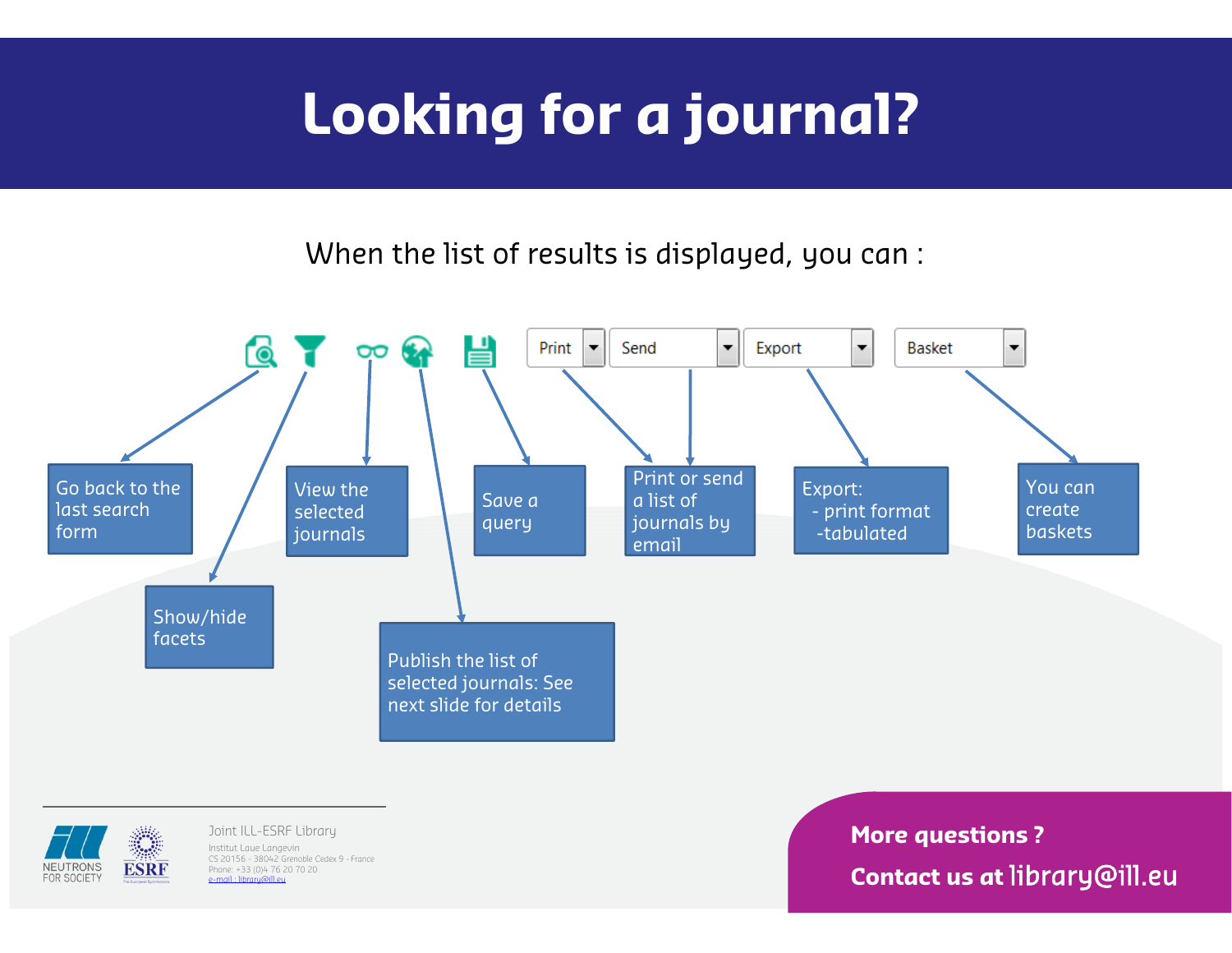# Looking for a journal?

When the list of results is displayed, you can :

Print | Send | Export | Basket

- Go back to the last search form
- Show/hide facets
- View the selected journals
- Publish the list of selected journals: See next slide for details
- Save a query
- Print or send a list of journals by email
- Export:
  - print format
  - tabulated
- You can create baskets

NEUTRONS FOR SOCIETY

ESRF

Joint ILL-ESRF Library

Institut Laue Langevin
CS 20156 - 38042 Grenoble Cedex 9 - France
Phone: +33 (0)4 76 20 70 20
e-mail : library@ill.eu

**More questions ?**

**Contact us at** library@ill.eu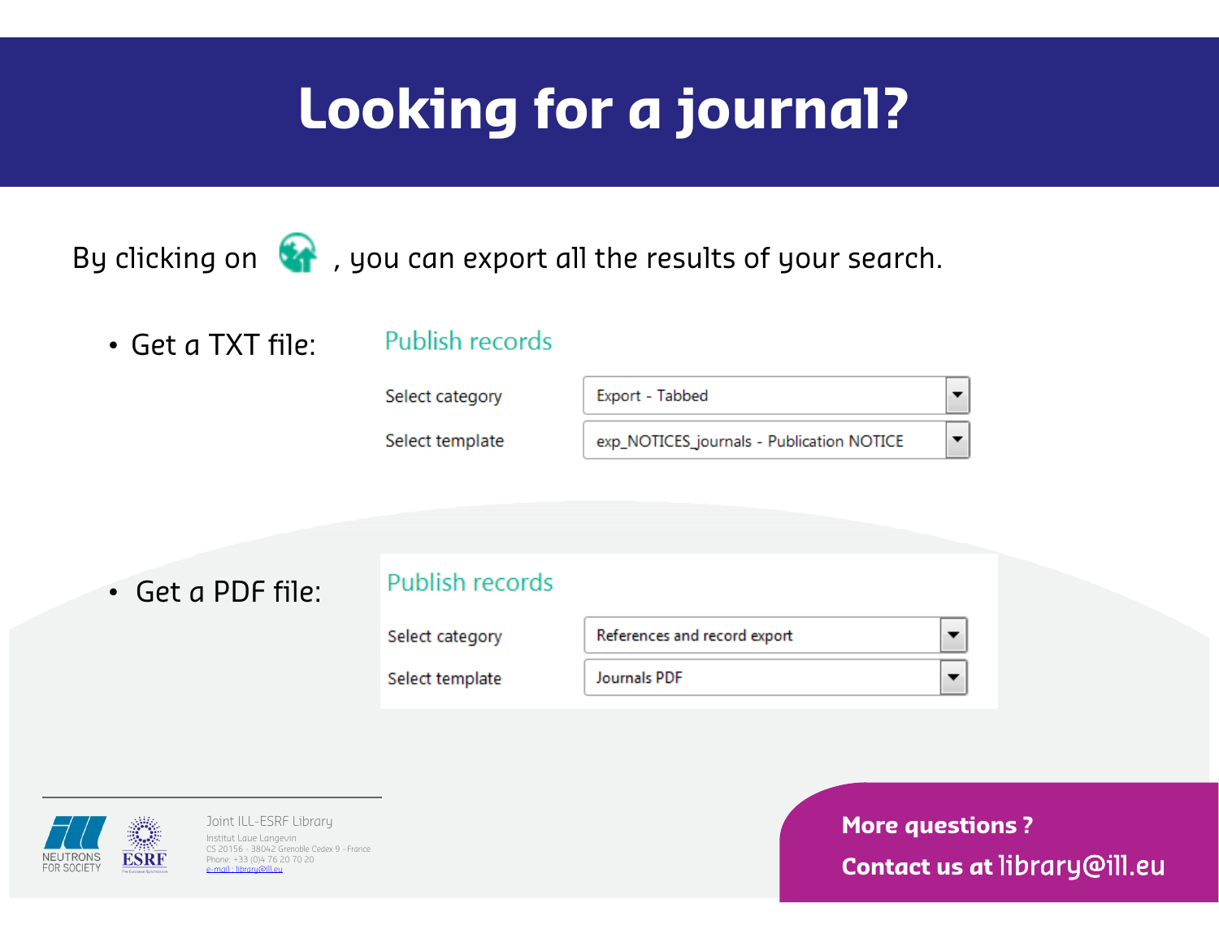# Looking for a journal?

By clicking on , you can export all the results of your search.

- Get a TXT file:

**Publish records**

| Select category | Export - Tabbed |
| --- | --- |
| Select template | exp_NOTICES_journals - Publication NOTICE |

- Get a PDF file:

**Publish records**

| Select category | References and record export |
| --- | --- |
| Select template | Journals PDF |

NEUTRONS FOR SOCIETY

ESRF

Joint ILL-ESRF Library
Institut Laue Langevin
CS 20156 - 38042 Grenoble Cedex 9 - France
Phone: +33 (0)4 76 20 70 20
e-mail : library@ill.eu

**More questions ?**

**Contact us at** library@ill.eu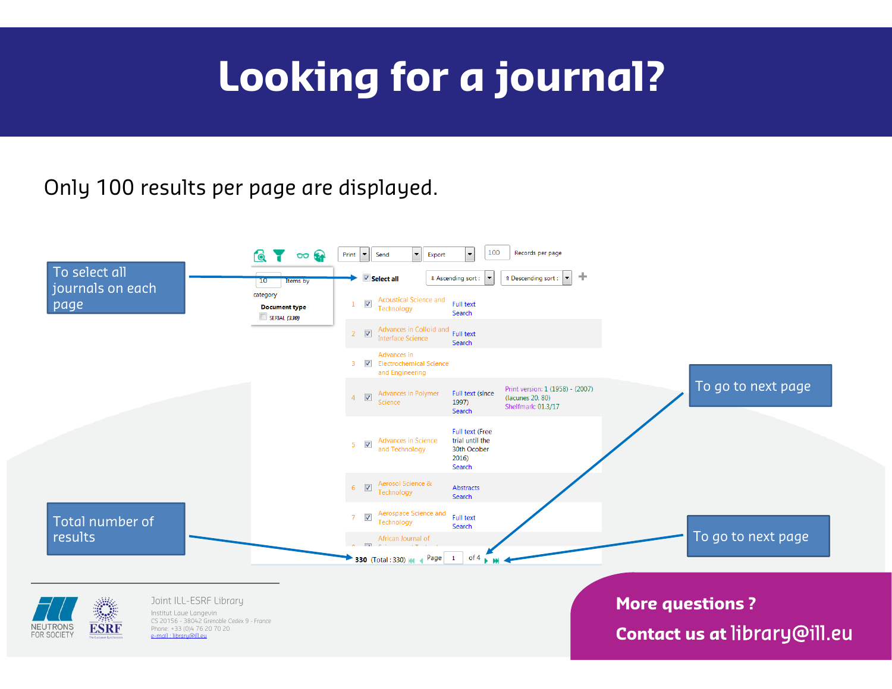# Looking for a journal?

Only 100 results per page are displayed.

To select all journals on each page

To go to next page

Total number of results

To go to next page

Print | Send | Export | 100 Records per page

10 Items by category

Document type

SERIAL (330)

Select all | Ascending sort : | Descending sort :

1 Acoustical Science and Technology — Full text, Search

2 Advances in Colloid and Interface Science — Full text, Search

3 Advances in Electrochemical Science and Engineering

4 Advances in Polymer Science — Full text (since 1997), Search — Print version: 1 (1958) - (2007) (lacunes 20, 80) Shelfmark: 01.3/17

5 Advances in Science and Technology — Full text (Free trial until the 30th Ocober 2016), Search

6 Aerosol Science & Technology — Abstracts, Search

7 Aerospace Science and Technology — Full text, Search

African Journal of ...

330 (Total : 330) Page 1 of 4

Joint ILL-ESRF Library

Institut Laue Langevin

CS 20156 - 38042 Grenoble Cedex 9 - France

Phone: +33 (0)4 76 20 70 20

e-mail : library@ill.eu

**More questions ?**

**Contact us at** library@ill.eu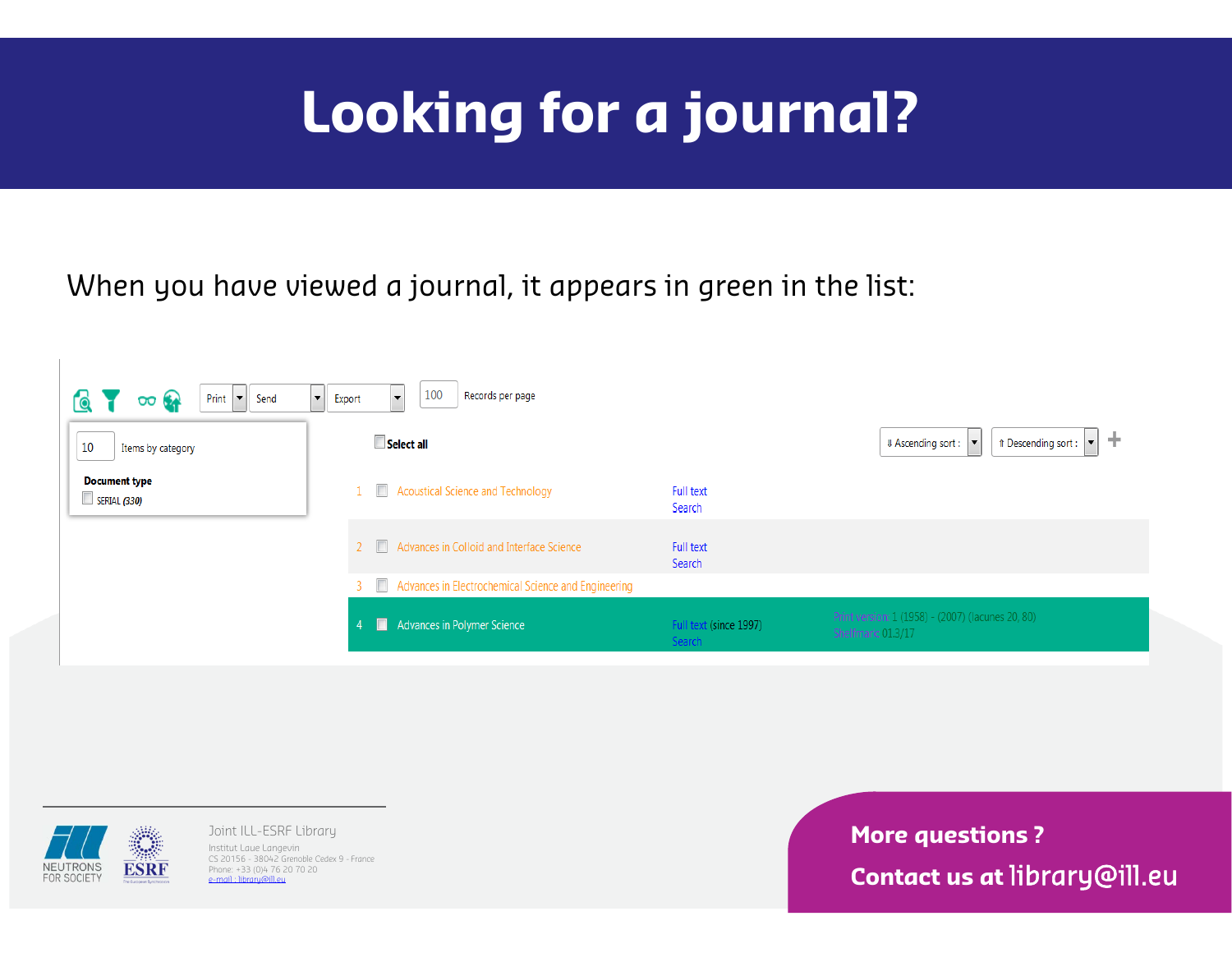# Looking for a journal?

When you have viewed a journal, it appears in green in the list:

Print | Send | Export | 100 Records per page

10 Items by category

**Document type**

SERIAL (330)

**Select all**

Ascending sort : | Descending sort :

| # | Title | Access | Holdings |
|---|---|---|---|
| 1 | Acoustical Science and Technology | Full text<br>Search | |
| 2 | Advances in Colloid and Interface Science | Full text<br>Search | |
| 3 | Advances in Electrochemical Science and Engineering | | |
| 4 | Advances in Polymer Science | Full text (since 1997)<br>Search | Print version: 1 (1958) - (2007) (lacunes 20, 80)<br>Shelfmark: 01.3/17 |

Joint ILL-ESRF Library
Institut Laue Langevin
CS 20156 - 38042 Grenoble Cedex 9 - France
Phone: +33 (0)4 76 20 70 20
e-mail : library@ill.eu

**More questions ?**

**Contact us at** library@ill.eu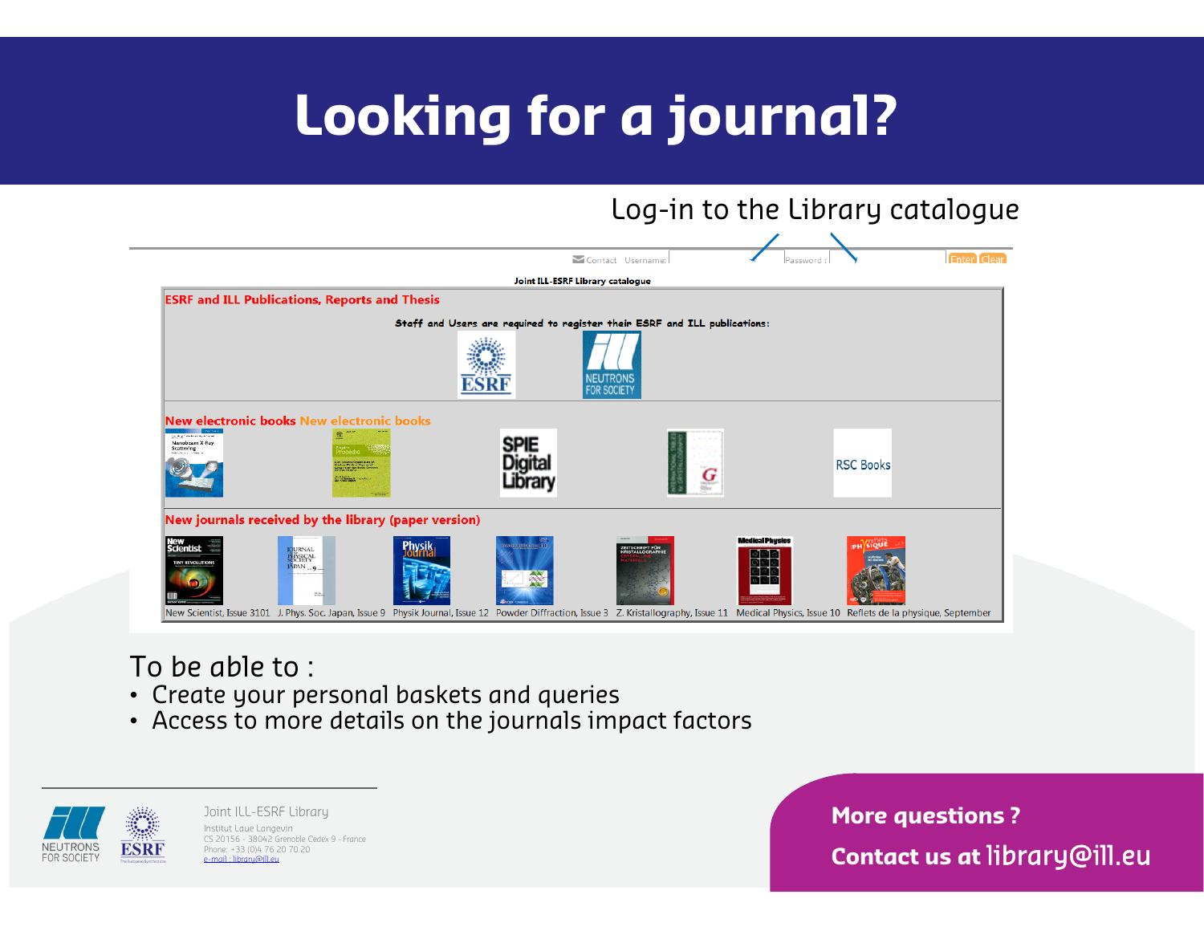# Looking for a journal?

Log-in to the Library catalogue

Contact Username: Password : Enter Clear

Joint ILL-ESRF Library catalogue

ESRF and ILL Publications, Reports and Thesis

Staff and Users are required to register their ESRF and ILL publications:

New electronic books New electronic books

New journals received by the library (paper version)

New Scientist, Issue 3101 J. Phys. Soc. Japan, Issue 9 Physik Journal, Issue 12 Powder Diffraction, Issue 3 Z. Kristallography, Issue 11 Medical Physics, Issue 10 Reflets de la physique, September

To be able to :

- Create your personal baskets and queries
- Access to more details on the journals impact factors

Joint ILL-ESRF Library

Institut Laue Langevin
CS 20156 - 38042 Grenoble Cedex 9 - France
Phone: +33 (0)4 76 20 70 20
e-mail : library@ill.eu

**More questions ?**

**Contact us at library@ill.eu**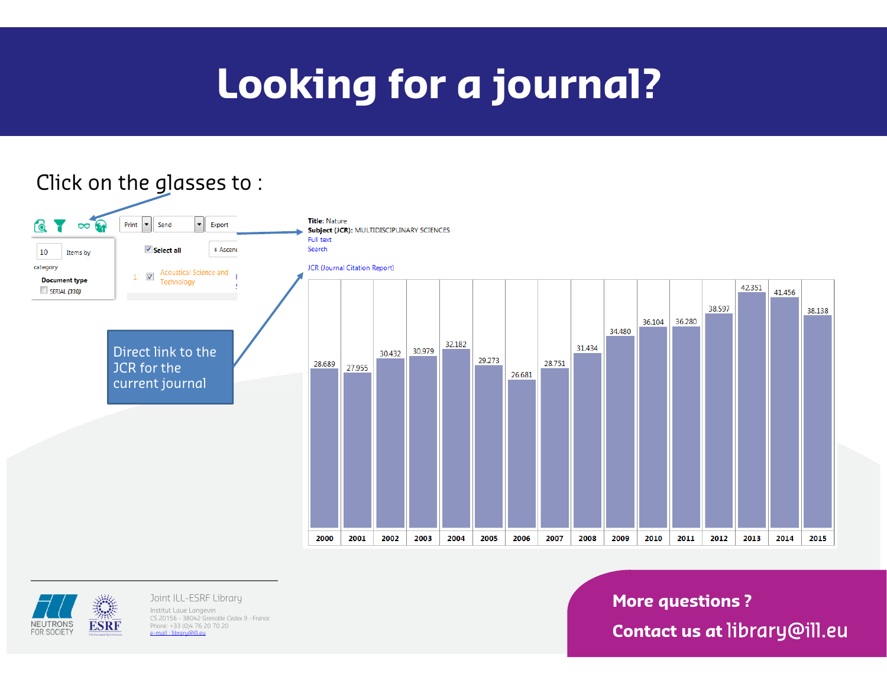# Looking for a journal?

Click on the glasses to :

Print Send Export

10 Items by category

Document type

SERIAL (330)

Select all

Ascend

1 Acoustical Science and Technology

**Title**: Nature
**Subject (JCR)**: MULTIDISCIPLINARY SCIENCES
Full text
Search

JCR (Journal Citation Report)

28.689
27.955
30.432
30.979
32.182
29.273
26.681
28.751
31.434
34.480
36.104
36.280
38.597
42.351
41.456
38.138

2000 2001 2002 2003 2004 2005 2006 2007 2008 2009 2010 2011 2012 2013 2014 2015

Direct link to the JCR for the current journal

NEUTRONS FOR SOCIETY

ESRF

Joint ILL-ESRF Library
Institut Laue Langevin
CS 20156 - 38042 Grenoble Cedex 9 - France
Phone: +33 (0)4 76 20 70 20
e-mail : library@ill.eu

**More questions ?**

**Contact us at** library@ill.eu